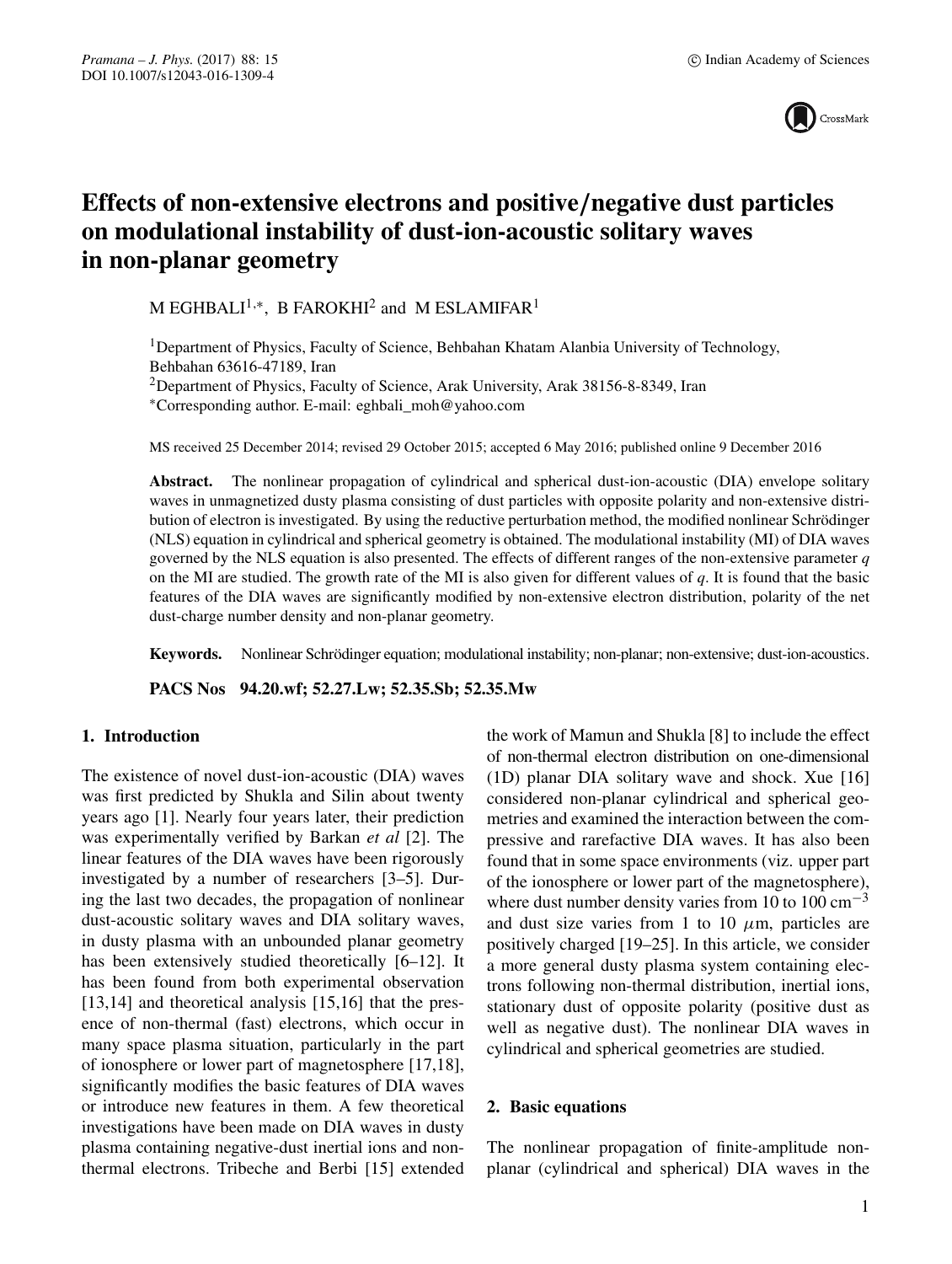# Effects of non-extensive electrons and positive/negative dust particles on modulational instability of dust-ion-acoustic solitary waves in non-planar geometry

M EGHBALI[1,*], B FAROKHI[2] and M ESLAMIFAR[1]

[1]Department of Physics, Faculty of Science, Behbahan Khatam Alanbia University of Technology, Behbahan 63616-47189, Iran

[2]Department of Physics, Faculty of Science, Arak University, Arak 38156-8-8349, Iran

*Corresponding author. E-mail: eghbali_moh@yahoo.com

MS received 25 December 2014; revised 29 October 2015; accepted 6 May 2016; published online 9 December 2016

**Abstract.** The nonlinear propagation of cylindrical and spherical dust-ion-acoustic (DIA) envelope solitary waves in unmagnetized dusty plasma consisting of dust particles with opposite polarity and non-extensive distribution of electron is investigated. By using the reductive perturbation method, the modified nonlinear Schrödinger (NLS) equation in cylindrical and spherical geometry is obtained. The modulational instability (MI) of DIA waves governed by the NLS equation is also presented. The effects of different ranges of the non-extensive parameter $q$ on the MI are studied. The growth rate of the MI is also given for different values of $q$. It is found that the basic features of the DIA waves are significantly modified by non-extensive electron distribution, polarity of the net dust-charge number density and non-planar geometry.

**Keywords.** Nonlinear Schrödinger equation; modulational instability; non-planar; non-extensive; dust-ion-acoustics.

**PACS Nos 94.20.wf; 52.27.Lw; 52.35.Sb; 52.35.Mw**

## 1. Introduction

The existence of novel dust-ion-acoustic (DIA) waves was first predicted by Shukla and Silin about twenty years ago [1]. Nearly four years later, their prediction was experimentally verified by Barkan *et al* [2]. The linear features of the DIA waves have been rigorously investigated by a number of researchers [3–5]. During the last two decades, the propagation of nonlinear dust-acoustic solitary waves and DIA solitary waves, in dusty plasma with an unbounded planar geometry has been extensively studied theoretically [6–12]. It has been found from both experimental observation [13,14] and theoretical analysis [15,16] that the presence of non-thermal (fast) electrons, which occur in many space plasma situation, particularly in the part of ionosphere or lower part of magnetosphere [17,18], significantly modifies the basic features of DIA waves or introduce new features in them. A few theoretical investigations have been made on DIA waves in dusty plasma containing negative-dust inertial ions and non-thermal electrons. Tribeche and Berbi [15] extended the work of Mamun and Shukla [8] to include the effect of non-thermal electron distribution on one-dimensional (1D) planar DIA solitary wave and shock. Xue [16] considered non-planar cylindrical and spherical geometries and examined the interaction between the compressive and rarefactive DIA waves. It has also been found that in some space environments (viz. upper part of the ionosphere or lower part of the magnetosphere), where dust number density varies from 10 to 100 cm$^{-3}$ and dust size varies from 1 to 10 $\mu$m, particles are positively charged [19–25]. In this article, we consider a more general dusty plasma system containing electrons following non-thermal distribution, inertial ions, stationary dust of opposite polarity (positive dust as well as negative dust). The nonlinear DIA waves in cylindrical and spherical geometries are studied.

## 2. Basic equations

The nonlinear propagation of finite-amplitude non-planar (cylindrical and spherical) DIA waves in the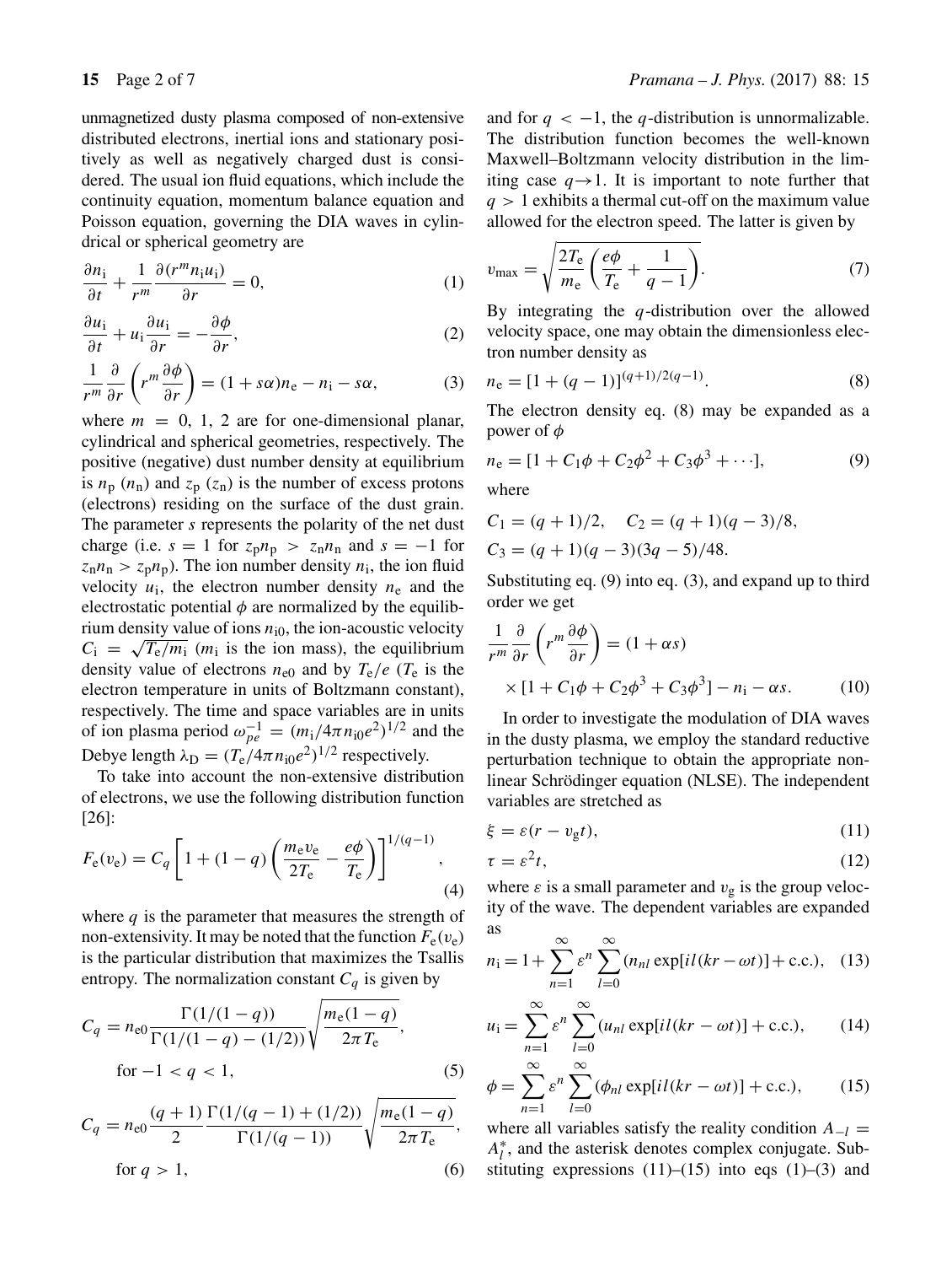unmagnetized dusty plasma composed of non-extensive distributed electrons, inertial ions and stationary positively as well as negatively charged dust is considered. The usual ion fluid equations, which include the continuity equation, momentum balance equation and Poisson equation, governing the DIA waves in cylindrical or spherical geometry are

$$\frac{\partial n_i}{\partial t} + \frac{1}{r^m}\frac{\partial (r^m n_i u_i)}{\partial r} = 0, \tag{1}$$

$$\frac{\partial u_i}{\partial t} + u_i \frac{\partial u_i}{\partial r} = -\frac{\partial \phi}{\partial r}, \tag{2}$$

$$\frac{1}{r^m}\frac{\partial}{\partial r}\left(r^m \frac{\partial \phi}{\partial r}\right) = (1+s\alpha)n_e - n_i - s\alpha, \tag{3}$$

where $m = 0, 1, 2$ are for one-dimensional planar, cylindrical and spherical geometries, respectively. The positive (negative) dust number density at equilibrium is $n_p$ ($n_n$) and $z_p$ ($z_n$) is the number of excess protons (electrons) residing on the surface of the dust grain. The parameter $s$ represents the polarity of the net dust charge (i.e. $s = 1$ for $z_p n_p > z_n n_n$ and $s = -1$ for $z_n n_n > z_p n_p$). The ion number density $n_i$, the ion fluid velocity $u_i$, the electron number density $n_e$ and the electrostatic potential $\phi$ are normalized by the equilibrium density value of ions $n_{i0}$, the ion-acoustic velocity $C_i = \sqrt{T_e/m_i}$ ($m_i$ is the ion mass), the equilibrium density value of electrons $n_{e0}$ and by $T_e/e$ ($T_e$ is the electron temperature in units of Boltzmann constant), respectively. The time and space variables are in units of ion plasma period $\omega_{pe}^{-1} = (m_i/4\pi n_{i0}e^2)^{1/2}$ and the Debye length $\lambda_D = (T_e/4\pi n_{i0}e^2)^{1/2}$ respectively.

To take into account the non-extensive distribution of electrons, we use the following distribution function [26]:

$$F_e(v_e) = C_q\left[1 + (1-q)\left(\frac{m_e v_e}{2T_e} - \frac{e\phi}{T_e}\right)\right]^{1/(q-1)}, \tag{4}$$

where $q$ is the parameter that measures the strength of non-extensivity. It may be noted that the function $F_e(v_e)$ is the particular distribution that maximizes the Tsallis entropy. The normalization constant $C_q$ is given by

$$C_q = n_{e0}\frac{\Gamma(1/(1-q))}{\Gamma(1/(1-q)-(1/2))}\sqrt{\frac{m_e(1-q)}{2\pi T_e}}, \quad \text{for } -1 < q < 1, \tag{5}$$

$$C_q = n_{e0}\frac{(q+1)}{2}\frac{\Gamma(1/(q-1)+(1/2))}{\Gamma(1/(q-1))}\sqrt{\frac{m_e(1-q)}{2\pi T_e}}, \quad \text{for } q > 1, \tag{6}$$

and for $q < -1$, the $q$-distribution is unnormalizable. The distribution function becomes the well-known Maxwell–Boltzmann velocity distribution in the limiting case $q \to 1$. It is important to note further that $q > 1$ exhibits a thermal cut-off on the maximum value allowed for the electron speed. The latter is given by

$$v_{\max} = \sqrt{\frac{2T_e}{m_e}\left(\frac{e\phi}{T_e} + \frac{1}{q-1}\right)}. \tag{7}$$

By integrating the $q$-distribution over the allowed velocity space, one may obtain the dimensionless electron number density as

$$n_e = [1 + (q-1)]^{(q+1)/2(q-1)}. \tag{8}$$

The electron density eq. (8) may be expanded as a power of $\phi$

$$n_e = [1 + C_1\phi + C_2\phi^2 + C_3\phi^3 + \cdots], \tag{9}$$

where

$$C_1 = (q+1)/2, \quad C_2 = (q+1)(q-3)/8,$$
$$C_3 = (q+1)(q-3)(3q-5)/48.$$

Substituting eq. (9) into eq. (3), and expand up to third order we get

$$\frac{1}{r^m}\frac{\partial}{\partial r}\left(r^m \frac{\partial \phi}{\partial r}\right) = (1+\alpha s) \times [1 + C_1\phi + C_2\phi^3 + C_3\phi^3] - n_i - \alpha s. \tag{10}$$

In order to investigate the modulation of DIA waves in the dusty plasma, we employ the standard reductive perturbation technique to obtain the appropriate nonlinear Schrödinger equation (NLSE). The independent variables are stretched as

$$\xi = \varepsilon(r - v_g t), \tag{11}$$

$$\tau = \varepsilon^2 t, \tag{12}$$

where $\varepsilon$ is a small parameter and $v_g$ is the group velocity of the wave. The dependent variables are expanded as

$$n_i = 1 + \sum_{n=1}^{\infty}\varepsilon^n \sum_{l=0}^{\infty}(n_{nl}\exp[il(kr-\omega t)] + \text{c.c.}), \tag{13}$$

$$u_i = \sum_{n=1}^{\infty}\varepsilon^n \sum_{l=0}^{\infty}(u_{nl}\exp[il(kr-\omega t)] + \text{c.c.}), \tag{14}$$

$$\phi = \sum_{n=1}^{\infty}\varepsilon^n \sum_{l=0}^{\infty}(\phi_{nl}\exp[il(kr-\omega t)] + \text{c.c.}), \tag{15}$$

where all variables satisfy the reality condition $A_{-l} = A_l^*$, and the asterisk denotes complex conjugate. Substituting expressions (11)–(15) into eqs (1)–(3) and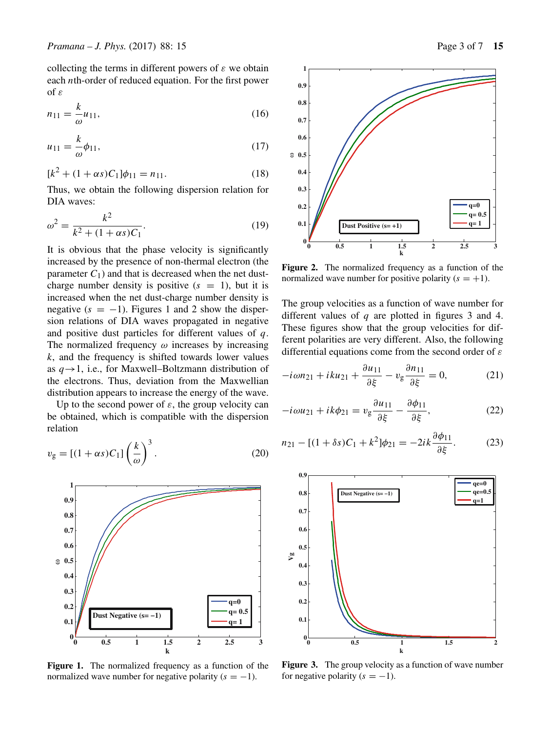collecting the terms in different powers of $\varepsilon$ we obtain each $n$th-order of reduced equation. For the first power of $\varepsilon$

$$n_{11} = \frac{k}{\omega} u_{11}, \tag{16}$$

$$u_{11} = \frac{k}{\omega} \phi_{11}, \tag{17}$$

$$[k^2 + (1 + \alpha s) C_1] \phi_{11} = n_{11}. \tag{18}$$

Thus, we obtain the following dispersion relation for DIA waves:

$$\omega^2 = \frac{k^2}{k^2 + (1 + \alpha s) C_1}. \tag{19}$$

It is obvious that the phase velocity is significantly increased by the presence of non-thermal electron (the parameter $C_1$) and that is decreased when the net dust-charge number density is positive ($s = 1$), but it is increased when the net dust-charge number density is negative ($s = -1$). Figures 1 and 2 show the dispersion relations of DIA waves propagated in negative and positive dust particles for different values of $q$. The normalized frequency $\omega$ increases by increasing $k$, and the frequency is shifted towards lower values as $q \to 1$, i.e., for Maxwell–Boltzmann distribution of the electrons. Thus, deviation from the Maxwellian distribution appears to increase the energy of the wave.

Up to the second power of $\varepsilon$, the group velocity can be obtained, which is compatible with the dispersion relation

$$v_{\mathrm{g}} = [(1 + \alpha s) C_1] \left(\frac{k}{\omega}\right)^3. \tag{20}$$

**Figure 1.** The normalized frequency as a function of the normalized wave number for negative polarity ($s = -1$).

**Figure 2.** The normalized frequency as a function of the normalized wave number for positive polarity ($s = +1$).

The group velocities as a function of wave number for different values of $q$ are plotted in figures 3 and 4. These figures show that the group velocities for different polarities are very different. Also, the following differential equations come from the second order of $\varepsilon$

$$-i\omega n_{21} + iku_{21} + \frac{\partial u_{11}}{\partial \xi} - v_{\mathrm{g}} \frac{\partial n_{11}}{\partial \xi} = 0, \tag{21}$$

$$-i\omega u_{21} + ik\phi_{21} = v_{\mathrm{g}} \frac{\partial u_{11}}{\partial \xi} - \frac{\partial \phi_{11}}{\partial \xi}, \tag{22}$$

$$n_{21} - [(1 + \delta s) C_1 + k^2] \phi_{21} = -2ik \frac{\partial \phi_{11}}{\partial \xi}. \tag{23}$$

**Figure 3.** The group velocity as a function of wave number for negative polarity ($s = -1$).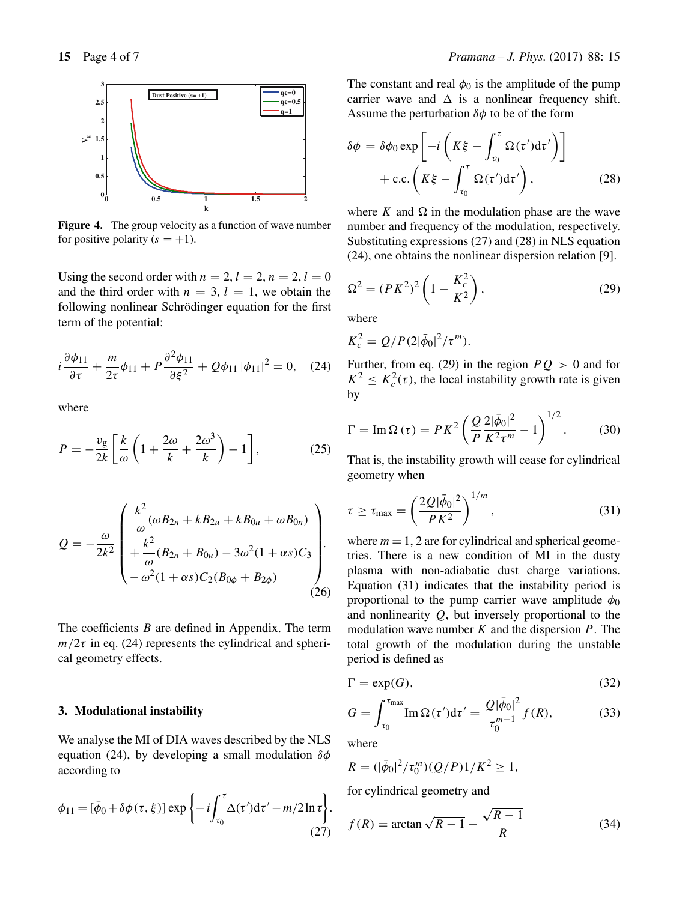Figure 4. The group velocity as a function of wave number for positive polarity ($s = +1$).

Using the second order with $n = 2, l = 2, n = 2, l = 0$ and the third order with $n = 3, l = 1$, we obtain the following nonlinear Schrödinger equation for the first term of the potential:

$$i\frac{\partial \phi_{11}}{\partial \tau} + \frac{m}{2\tau}\phi_{11} + P\frac{\partial^2 \phi_{11}}{\partial \xi^2} + Q\phi_{11}\left|\phi_{11}\right|^2 = 0, \quad (24)$$

where

$$P = -\frac{v_g}{2k}\left[\frac{k}{\omega}\left(1 + \frac{2\omega}{k} + \frac{2\omega^3}{k}\right) - 1\right], \quad (25)$$

$$Q = -\frac{\omega}{2k^2}\begin{pmatrix} \dfrac{k^2}{\omega}(\omega B_{2n} + kB_{2u} + kB_{0u} + \omega B_{0n}) \\ + \dfrac{k^2}{\omega}(B_{2n} + B_{0u}) - 3\omega^2(1+\alpha s)C_3 \\ - \omega^2(1+\alpha s)C_2(B_{0\phi} + B_{2\phi}) \end{pmatrix}. \quad (26)$$

The coefficients $B$ are defined in Appendix. The term $m/2\tau$ in eq. (24) represents the cylindrical and spherical geometry effects.

## 3. Modulational instability

We analyse the MI of DIA waves described by the NLS equation (24), by developing a small modulation $\delta\phi$ according to

$$\phi_{11} = [\bar{\phi}_0 + \delta\phi(\tau, \xi)]\exp\left\{-i\int_{\tau_0}^{\tau}\Delta(\tau')\mathrm{d}\tau' - m/2\ln\tau\right\}. \quad (27)$$

The constant and real $\phi_0$ is the amplitude of the pump carrier wave and $\Delta$ is a nonlinear frequency shift. Assume the perturbation $\delta\phi$ to be of the form

$$\delta\phi = \delta\phi_0\exp\left[-i\left(K\xi - \int_{\tau_0}^{\tau}\Omega(\tau')\mathrm{d}\tau'\right)\right] + \text{c.c.}\left(K\xi - \int_{\tau_0}^{\tau}\Omega(\tau')\mathrm{d}\tau'\right), \quad (28)$$

where $K$ and $\Omega$ in the modulation phase are the wave number and frequency of the modulation, respectively. Substituting expressions (27) and (28) in NLS equation (24), one obtains the nonlinear dispersion relation [9].

$$\Omega^2 = (PK^2)^2\left(1 - \frac{K_c^2}{K^2}\right), \quad (29)$$

where

$K_c^2 = Q/P(2|\bar{\phi}_0|^2/\tau^m)$.

Further, from eq. (29) in the region $PQ > 0$ and for $K^2 \leq K_c^2(\tau)$, the local instability growth rate is given by

$$\Gamma = \operatorname{Im}\Omega(\tau) = PK^2\left(\frac{Q}{P}\frac{2|\bar{\phi}_0|^2}{K^2\tau^m} - 1\right)^{1/2}. \quad (30)$$

That is, the instability growth will cease for cylindrical geometry when

$$\tau \geq \tau_{\max} = \left(\frac{2Q|\bar{\phi}_0|^2}{PK^2}\right)^{1/m}, \quad (31)$$

where $m = 1, 2$ are for cylindrical and spherical geometries. There is a new condition of MI in the dusty plasma with non-adiabatic dust charge variations. Equation (31) indicates that the instability period is proportional to the pump carrier wave amplitude $\phi_0$ and nonlinearity $Q$, but inversely proportional to the modulation wave number $K$ and the dispersion $P$. The total growth of the modulation during the unstable period is defined as

$$\Gamma = \exp(G), \quad (32)$$

$$G = \int_{\tau_0}^{\tau_{\max}}\operatorname{Im}\Omega(\tau')\mathrm{d}\tau' = \frac{Q|\bar{\phi}_0|^2}{\tau_0^{m-1}}f(R), \quad (33)$$

where

$R = (|\bar{\phi}_0|^2/\tau_0^m)(Q/P)1/K^2 \geq 1$,

for cylindrical geometry and

$$f(R) = \arctan\sqrt{R-1} - \frac{\sqrt{R-1}}{R} \quad (34)$$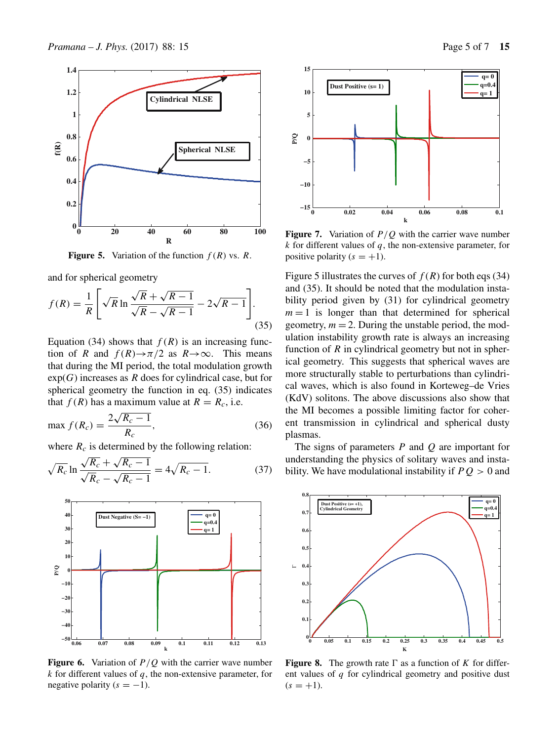Figure 5. Variation of the function $f(R)$ vs. $R$.

and for spherical geometry

$$f(R) = \frac{1}{R}\left[\sqrt{R}\ln\frac{\sqrt{R}+\sqrt{R-1}}{\sqrt{R}-\sqrt{R-1}} - 2\sqrt{R-1}\right]. \tag{35}$$

Equation (34) shows that $f(R)$ is an increasing function of $R$ and $f(R)\to\pi/2$ as $R\to\infty$. This means that during the MI period, the total modulation growth $\exp(G)$ increases as $R$ does for cylindrical case, but for spherical geometry the function in eq. (35) indicates that $f(R)$ has a maximum value at $R = R_c$, i.e.

$$\max f(R_c) = \frac{2\sqrt{R_c - 1}}{R_c}, \tag{36}$$

where $R_c$ is determined by the following relation:

$$\sqrt{R_c}\ln\frac{\sqrt{R_c}+\sqrt{R_c-1}}{\sqrt{R_c}-\sqrt{R_c-1}} = 4\sqrt{R_c-1}. \tag{37}$$

Figure 6. Variation of $P/Q$ with the carrier wave number $k$ for different values of $q$, the non-extensive parameter, for negative polarity ($s = -1$).

Figure 7. Variation of $P/Q$ with the carrier wave number $k$ for different values of $q$, the non-extensive parameter, for positive polarity ($s = +1$).

Figure 5 illustrates the curves of $f(R)$ for both eqs (34) and (35). It should be noted that the modulation instability period given by (31) for cylindrical geometry $m = 1$ is longer than that determined for spherical geometry, $m = 2$. During the unstable period, the modulation instability growth rate is always an increasing function of $R$ in cylindrical geometry but not in spherical geometry. This suggests that spherical waves are more structurally stable to perturbations than cylindrical waves, which is also found in Korteweg–de Vries (KdV) solitons. The above discussions also show that the MI becomes a possible limiting factor for coherent transmission in cylindrical and spherical dusty plasmas.

The signs of parameters $P$ and $Q$ are important for understanding the physics of solitary waves and instability. We have modulational instability if $PQ > 0$ and

Figure 8. The growth rate $\Gamma$ as a function of $K$ for different values of $q$ for cylindrical geometry and positive dust ($s = +1$).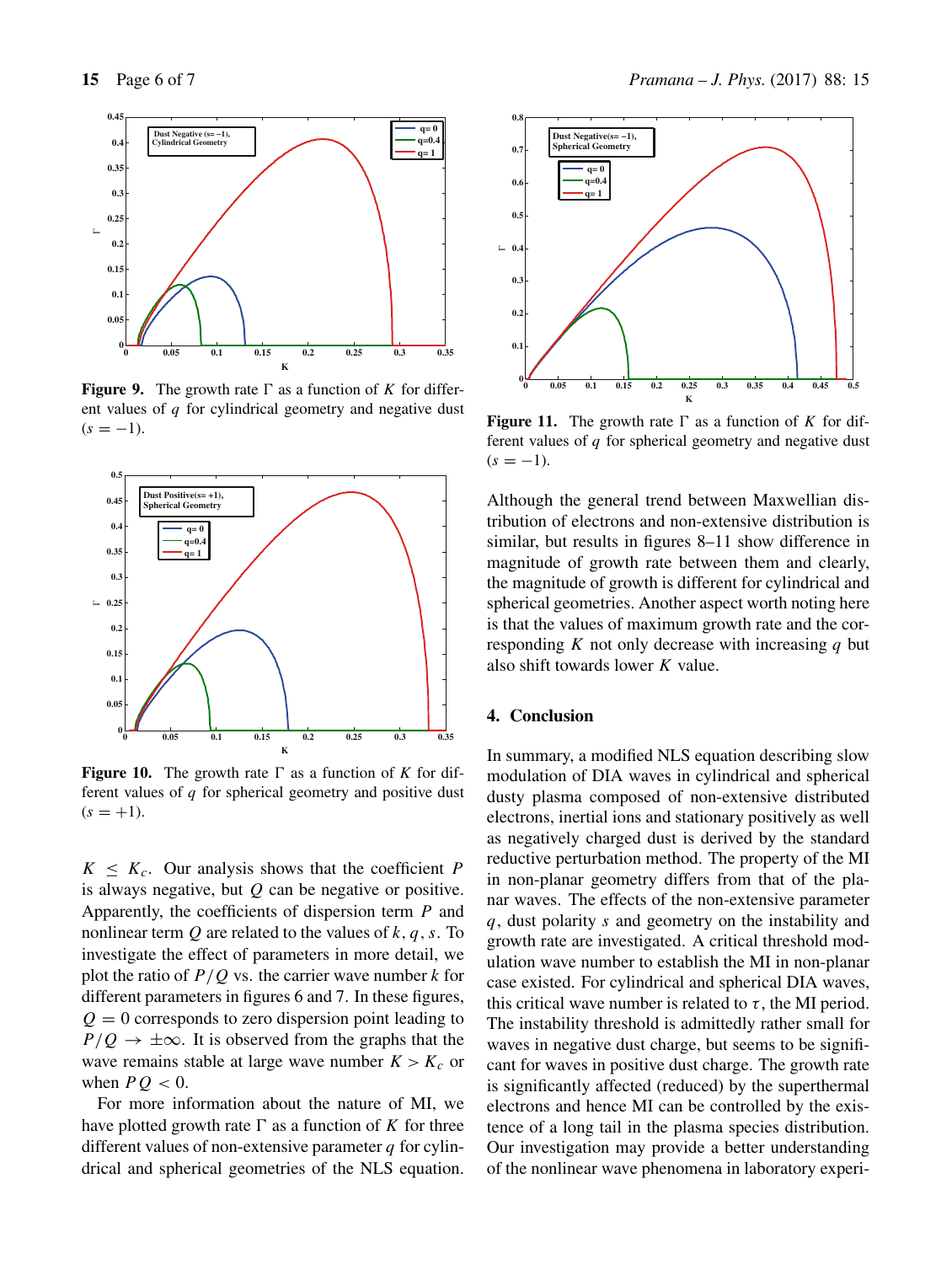**Figure 9.** The growth rate $\Gamma$ as a function of $K$ for different values of $q$ for cylindrical geometry and negative dust ($s = -1$).

**Figure 10.** The growth rate $\Gamma$ as a function of $K$ for different values of $q$ for spherical geometry and positive dust ($s = +1$).

$K \leq K_c$. Our analysis shows that the coefficient $P$ is always negative, but $Q$ can be negative or positive. Apparently, the coefficients of dispersion term $P$ and nonlinear term $Q$ are related to the values of $k, q, s$. To investigate the effect of parameters in more detail, we plot the ratio of $P/Q$ vs. the carrier wave number $k$ for different parameters in figures 6 and 7. In these figures, $Q = 0$ corresponds to zero dispersion point leading to $P/Q \to \pm\infty$. It is observed from the graphs that the wave remains stable at large wave number $K > K_c$ or when $PQ < 0$.

For more information about the nature of MI, we have plotted growth rate $\Gamma$ as a function of $K$ for three different values of non-extensive parameter $q$ for cylindrical and spherical geometries of the NLS equation.

**Figure 11.** The growth rate $\Gamma$ as a function of $K$ for different values of $q$ for spherical geometry and negative dust ($s = -1$).

Although the general trend between Maxwellian distribution of electrons and non-extensive distribution is similar, but results in figures 8–11 show difference in magnitude of growth rate between them and clearly, the magnitude of growth is different for cylindrical and spherical geometries. Another aspect worth noting here is that the values of maximum growth rate and the corresponding $K$ not only decrease with increasing $q$ but also shift towards lower $K$ value.

## 4. Conclusion

In summary, a modified NLS equation describing slow modulation of DIA waves in cylindrical and spherical dusty plasma composed of non-extensive distributed electrons, inertial ions and stationary positively as well as negatively charged dust is derived by the standard reductive perturbation method. The property of the MI in non-planar geometry differs from that of the planar waves. The effects of the non-extensive parameter $q$, dust polarity $s$ and geometry on the instability and growth rate are investigated. A critical threshold modulation wave number to establish the MI in non-planar case existed. For cylindrical and spherical DIA waves, this critical wave number is related to $\tau$, the MI period. The instability threshold is admittedly rather small for waves in negative dust charge, but seems to be significant for waves in positive dust charge. The growth rate is significantly affected (reduced) by the superthermal electrons and hence MI can be controlled by the existence of a long tail in the plasma species distribution. Our investigation may provide a better understanding of the nonlinear wave phenomena in laboratory experi-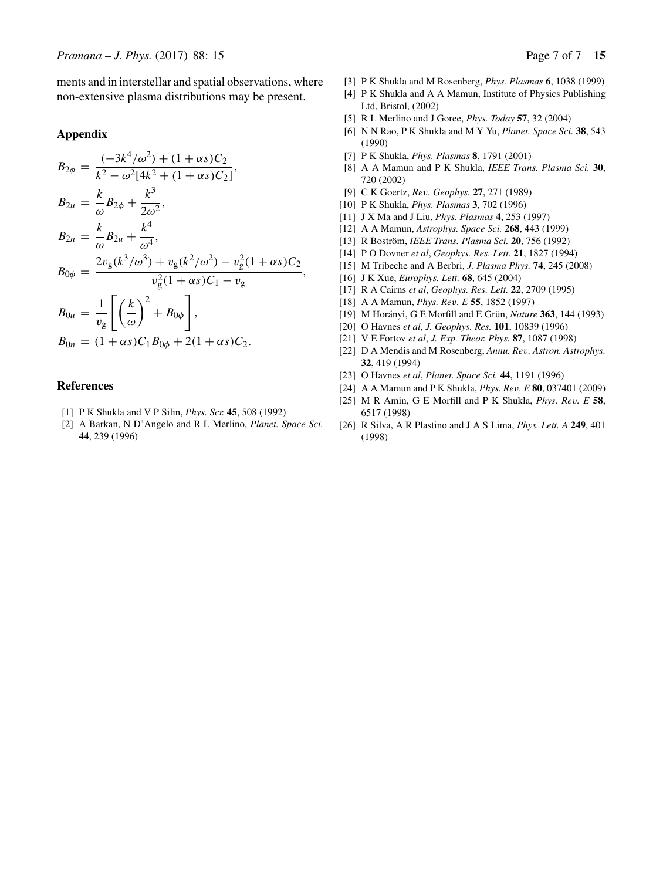ments and in interstellar and spatial observations, where non-extensive plasma distributions may be present.

## Appendix

$$B_{2\phi} = \frac{(-3k^4/\omega^2) + (1+\alpha s)C_2}{k^2 - \omega^2[4k^2 + (1+\alpha s)C_2]},$$

$$B_{2u} = \frac{k}{\omega}B_{2\phi} + \frac{k^3}{2\omega^2},$$

$$B_{2n} = \frac{k}{\omega}B_{2u} + \frac{k^4}{\omega^4},$$

$$B_{0\phi} = \frac{2v_{\mathrm{g}}(k^3/\omega^3) + v_{\mathrm{g}}(k^2/\omega^2) - v_{\mathrm{g}}^2(1+\alpha s)C_2}{v_{\mathrm{g}}^2(1+\alpha s)C_1 - v_{\mathrm{g}}},$$

$$B_{0u} = \frac{1}{v_{\mathrm{g}}}\left[\left(\frac{k}{\omega}\right)^2 + B_{0\phi}\right],$$

$$B_{0n} = (1+\alpha s)C_1 B_{0\phi} + 2(1+\alpha s)C_2.$$

## References

[1] P K Shukla and V P Silin, *Phys. Scr.* **45**, 508 (1992)

[2] A Barkan, N D'Angelo and R L Merlino, *Planet. Space Sci.* **44**, 239 (1996)

[3] P K Shukla and M Rosenberg, *Phys. Plasmas* **6**, 1038 (1999)

[4] P K Shukla and A A Mamun, Institute of Physics Publishing Ltd, Bristol, (2002)

[5] R L Merlino and J Goree, *Phys. Today* **57**, 32 (2004)

[6] N N Rao, P K Shukla and M Y Yu, *Planet. Space Sci.* **38**, 543 (1990)

[7] P K Shukla, *Phys. Plasmas* **8**, 1791 (2001)

[8] A A Mamun and P K Shukla, *IEEE Trans. Plasma Sci.* **30**, 720 (2002)

[9] C K Goertz, *Rev. Geophys.* **27**, 271 (1989)

[10] P K Shukla, *Phys. Plasmas* **3**, 702 (1996)

[11] J X Ma and J Liu, *Phys. Plasmas* **4**, 253 (1997)

[12] A A Mamun, *Astrophys. Space Sci.* **268**, 443 (1999)

[13] R Boström, *IEEE Trans. Plasma Sci.* **20**, 756 (1992)

[14] P O Dovner *et al*, *Geophys. Res. Lett.* **21**, 1827 (1994)

[15] M Tribeche and A Berbri, *J. Plasma Phys.* **74**, 245 (2008)

[16] J K Xue, *Europhys. Lett.* **68**, 645 (2004)

[17] R A Cairns *et al*, *Geophys. Res. Lett.* **22**, 2709 (1995)

[18] A A Mamun, *Phys. Rev. E* **55**, 1852 (1997)

[19] M Horányi, G E Morfill and E Grün, *Nature* **363**, 144 (1993)

[20] O Havnes *et al*, *J. Geophys. Res.* **101**, 10839 (1996)

[21] V E Fortov *et al*, *J. Exp. Theor. Phys.* **87**, 1087 (1998)

[22] D A Mendis and M Rosenberg, *Annu. Rev. Astron. Astrophys.* **32**, 419 (1994)

[23] O Havnes *et al*, *Planet. Space Sci.* **44**, 1191 (1996)

[24] A A Mamun and P K Shukla, *Phys. Rev. E* **80**, 037401 (2009)

[25] M R Amin, G E Morfill and P K Shukla, *Phys. Rev. E* **58**, 6517 (1998)

[26] R Silva, A R Plastino and J A S Lima, *Phys. Lett. A* **249**, 401 (1998)